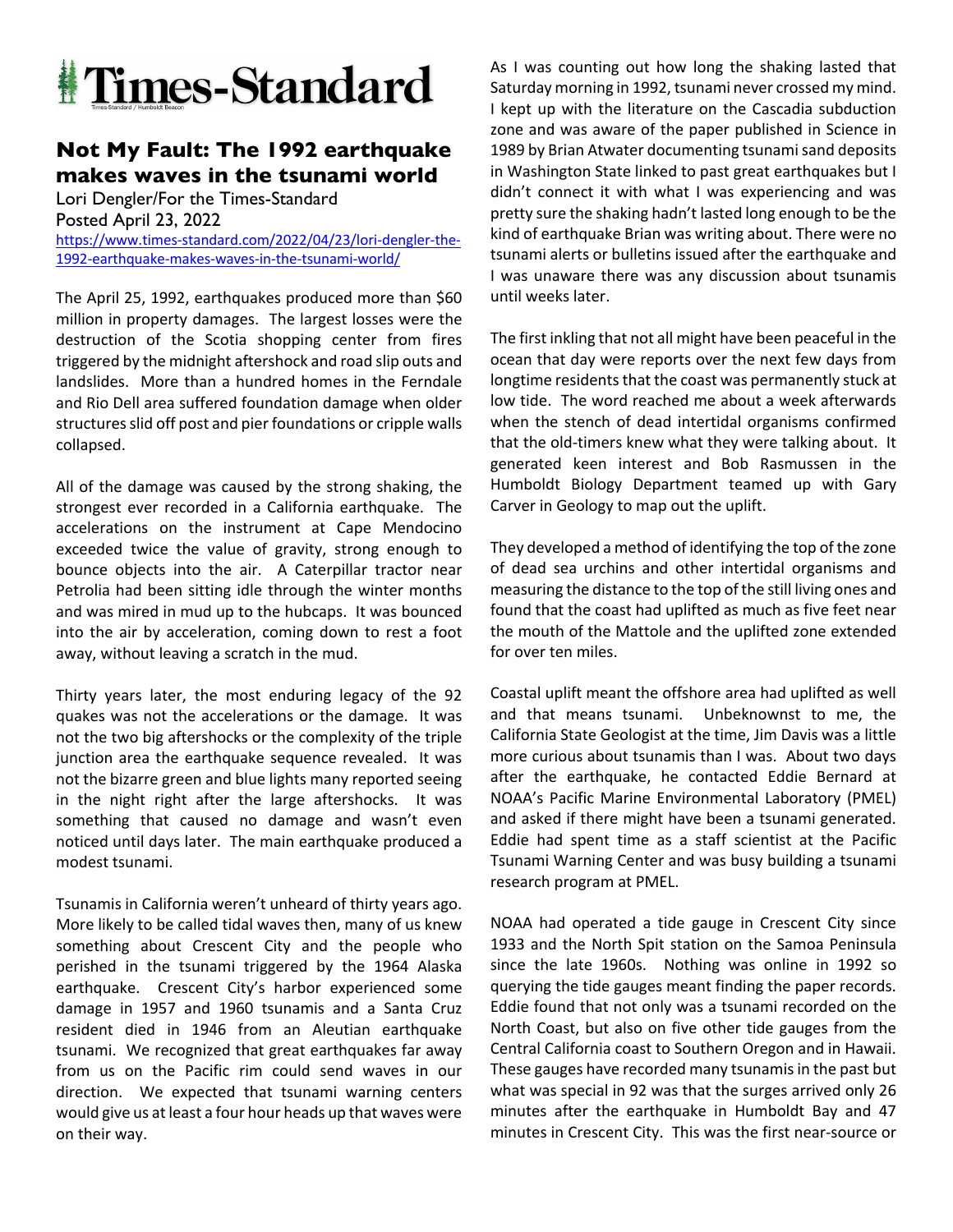# Times-Standard

## Not My Fault: The 1992 earthquake makes waves in the tsunami world

Lori Dengler/For the Times-Standard
Posted April 23, 2022
https://www.times-standard.com/2022/04/23/lori-dengler-the-1992-earthquake-makes-waves-in-the-tsunami-world/

The April 25, 1992, earthquakes produced more than $60 million in property damages. The largest losses were the destruction of the Scotia shopping center from fires triggered by the midnight aftershock and road slip outs and landslides. More than a hundred homes in the Ferndale and Rio Dell area suffered foundation damage when older structures slid off post and pier foundations or cripple walls collapsed.

All of the damage was caused by the strong shaking, the strongest ever recorded in a California earthquake. The accelerations on the instrument at Cape Mendocino exceeded twice the value of gravity, strong enough to bounce objects into the air. A Caterpillar tractor near Petrolia had been sitting idle through the winter months and was mired in mud up to the hubcaps. It was bounced into the air by acceleration, coming down to rest a foot away, without leaving a scratch in the mud.

Thirty years later, the most enduring legacy of the 92 quakes was not the accelerations or the damage. It was not the two big aftershocks or the complexity of the triple junction area the earthquake sequence revealed. It was not the bizarre green and blue lights many reported seeing in the night right after the large aftershocks. It was something that caused no damage and wasn't even noticed until days later. The main earthquake produced a modest tsunami.

Tsunamis in California weren't unheard of thirty years ago. More likely to be called tidal waves then, many of us knew something about Crescent City and the people who perished in the tsunami triggered by the 1964 Alaska earthquake. Crescent City's harbor experienced some damage in 1957 and 1960 tsunamis and a Santa Cruz resident died in 1946 from an Aleutian earthquake tsunami. We recognized that great earthquakes far away from us on the Pacific rim could send waves in our direction. We expected that tsunami warning centers would give us at least a four hour heads up that waves were on their way.

As I was counting out how long the shaking lasted that Saturday morning in 1992, tsunami never crossed my mind. I kept up with the literature on the Cascadia subduction zone and was aware of the paper published in Science in 1989 by Brian Atwater documenting tsunami sand deposits in Washington State linked to past great earthquakes but I didn't connect it with what I was experiencing and was pretty sure the shaking hadn't lasted long enough to be the kind of earthquake Brian was writing about. There were no tsunami alerts or bulletins issued after the earthquake and I was unaware there was any discussion about tsunamis until weeks later.

The first inkling that not all might have been peaceful in the ocean that day were reports over the next few days from longtime residents that the coast was permanently stuck at low tide. The word reached me about a week afterwards when the stench of dead intertidal organisms confirmed that the old-timers knew what they were talking about. It generated keen interest and Bob Rasmussen in the Humboldt Biology Department teamed up with Gary Carver in Geology to map out the uplift.

They developed a method of identifying the top of the zone of dead sea urchins and other intertidal organisms and measuring the distance to the top of the still living ones and found that the coast had uplifted as much as five feet near the mouth of the Mattole and the uplifted zone extended for over ten miles.

Coastal uplift meant the offshore area had uplifted as well and that means tsunami. Unbeknownst to me, the California State Geologist at the time, Jim Davis was a little more curious about tsunamis than I was. About two days after the earthquake, he contacted Eddie Bernard at NOAA's Pacific Marine Environmental Laboratory (PMEL) and asked if there might have been a tsunami generated. Eddie had spent time as a staff scientist at the Pacific Tsunami Warning Center and was busy building a tsunami research program at PMEL.

NOAA had operated a tide gauge in Crescent City since 1933 and the North Spit station on the Samoa Peninsula since the late 1960s. Nothing was online in 1992 so querying the tide gauges meant finding the paper records. Eddie found that not only was a tsunami recorded on the North Coast, but also on five other tide gauges from the Central California coast to Southern Oregon and in Hawaii. These gauges have recorded many tsunamis in the past but what was special in 92 was that the surges arrived only 26 minutes after the earthquake in Humboldt Bay and 47 minutes in Crescent City. This was the first near-source or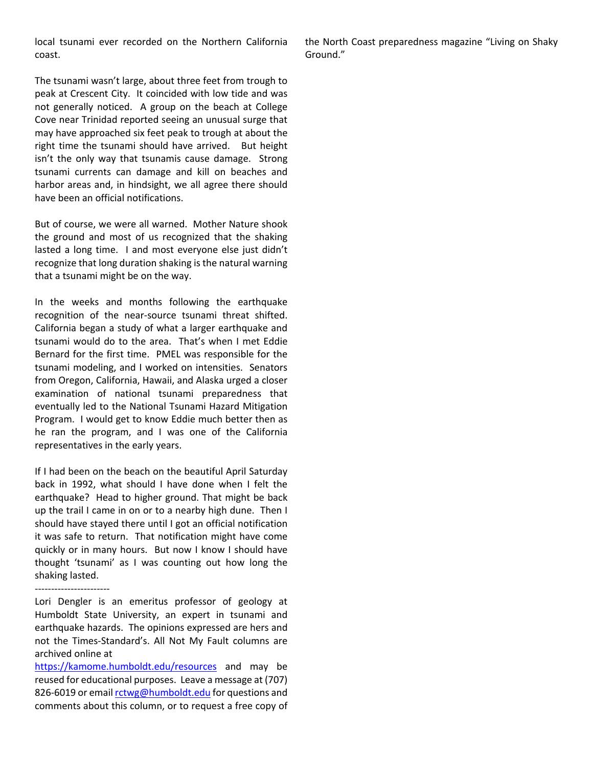local tsunami ever recorded on the Northern California coast.

The tsunami wasn't large, about three feet from trough to peak at Crescent City. It coincided with low tide and was not generally noticed. A group on the beach at College Cove near Trinidad reported seeing an unusual surge that may have approached six feet peak to trough at about the right time the tsunami should have arrived. But height isn't the only way that tsunamis cause damage. Strong tsunami currents can damage and kill on beaches and harbor areas and, in hindsight, we all agree there should have been an official notifications.

But of course, we were all warned. Mother Nature shook the ground and most of us recognized that the shaking lasted a long time. I and most everyone else just didn't recognize that long duration shaking is the natural warning that a tsunami might be on the way.

In the weeks and months following the earthquake recognition of the near-source tsunami threat shifted. California began a study of what a larger earthquake and tsunami would do to the area. That's when I met Eddie Bernard for the first time. PMEL was responsible for the tsunami modeling, and I worked on intensities. Senators from Oregon, California, Hawaii, and Alaska urged a closer examination of national tsunami preparedness that eventually led to the National Tsunami Hazard Mitigation Program. I would get to know Eddie much better then as he ran the program, and I was one of the California representatives in the early years.

If I had been on the beach on the beautiful April Saturday back in 1992, what should I have done when I felt the earthquake? Head to higher ground. That might be back up the trail I came in on or to a nearby high dune. Then I should have stayed there until I got an official notification it was safe to return. That notification might have come quickly or in many hours. But now I know I should have thought 'tsunami' as I was counting out how long the shaking lasted.

-----------------------

Lori Dengler is an emeritus professor of geology at Humboldt State University, an expert in tsunami and earthquake hazards. The opinions expressed are hers and not the Times-Standard's. All Not My Fault columns are archived online at https://kamome.humboldt.edu/resources and may be reused for educational purposes. Leave a message at (707) 826-6019 or email rctwg@humboldt.edu for questions and comments about this column, or to request a free copy of the North Coast preparedness magazine "Living on Shaky Ground."